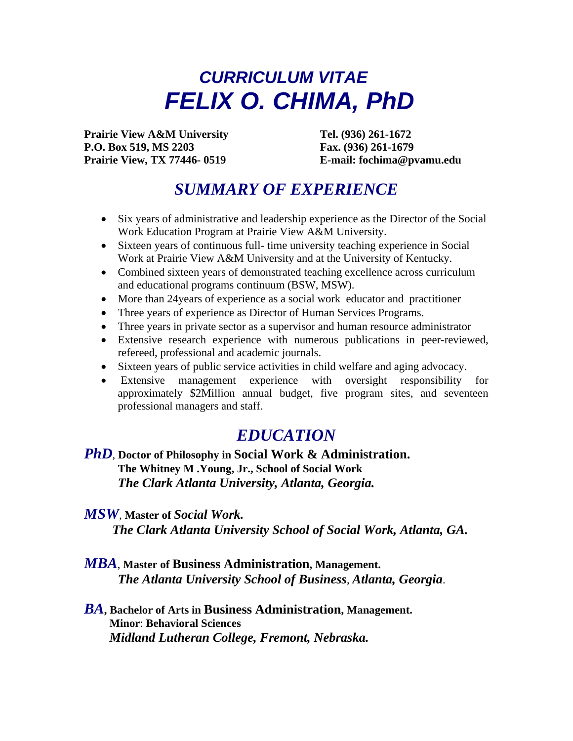# *CURRICULUM VITAE*
# *FELIX O. CHIMA, PhD*

**Prairie View A&M University**
**P.O. Box 519, MS 2203**
**Prairie View, TX 77446- 0519**

**Tel. (936) 261-1672**
**Fax. (936) 261-1679**
**E-mail: fochima@pvamu.edu**

## *SUMMARY OF EXPERIENCE*

- Six years of administrative and leadership experience as the Director of the Social Work Education Program at Prairie View A&M University.
- Sixteen years of continuous full- time university teaching experience in Social Work at Prairie View A&M University and at the University of Kentucky.
- Combined sixteen years of demonstrated teaching excellence across curriculum and educational programs continuum (BSW, MSW).
- More than 24years of experience as a social work educator and practitioner
- Three years of experience as Director of Human Services Programs.
- Three years in private sector as a supervisor and human resource administrator
- Extensive research experience with numerous publications in peer-reviewed, refereed, professional and academic journals.
- Sixteen years of public service activities in child welfare and aging advocacy.
- Extensive management experience with oversight responsibility for approximately $2Million annual budget, five program sites, and seventeen professional managers and staff.

## *EDUCATION*

***PhD***, **Doctor of Philosophy in Social Work & Administration.**
**The Whitney M .Young, Jr., School of Social Work**
***The Clark Atlanta University, Atlanta, Georgia.***

***MSW***, **Master of *Social Work.***
***The Clark Atlanta University School of Social Work, Atlanta, GA.***

***MBA***, **Master of Business Administration, Management.**
***The Atlanta University School of Business**, **Atlanta, Georgia**.*

***BA***, **Bachelor of Arts in Business Administration, Management.**
**Minor**: **Behavioral Sciences**
***Midland Lutheran College, Fremont, Nebraska.***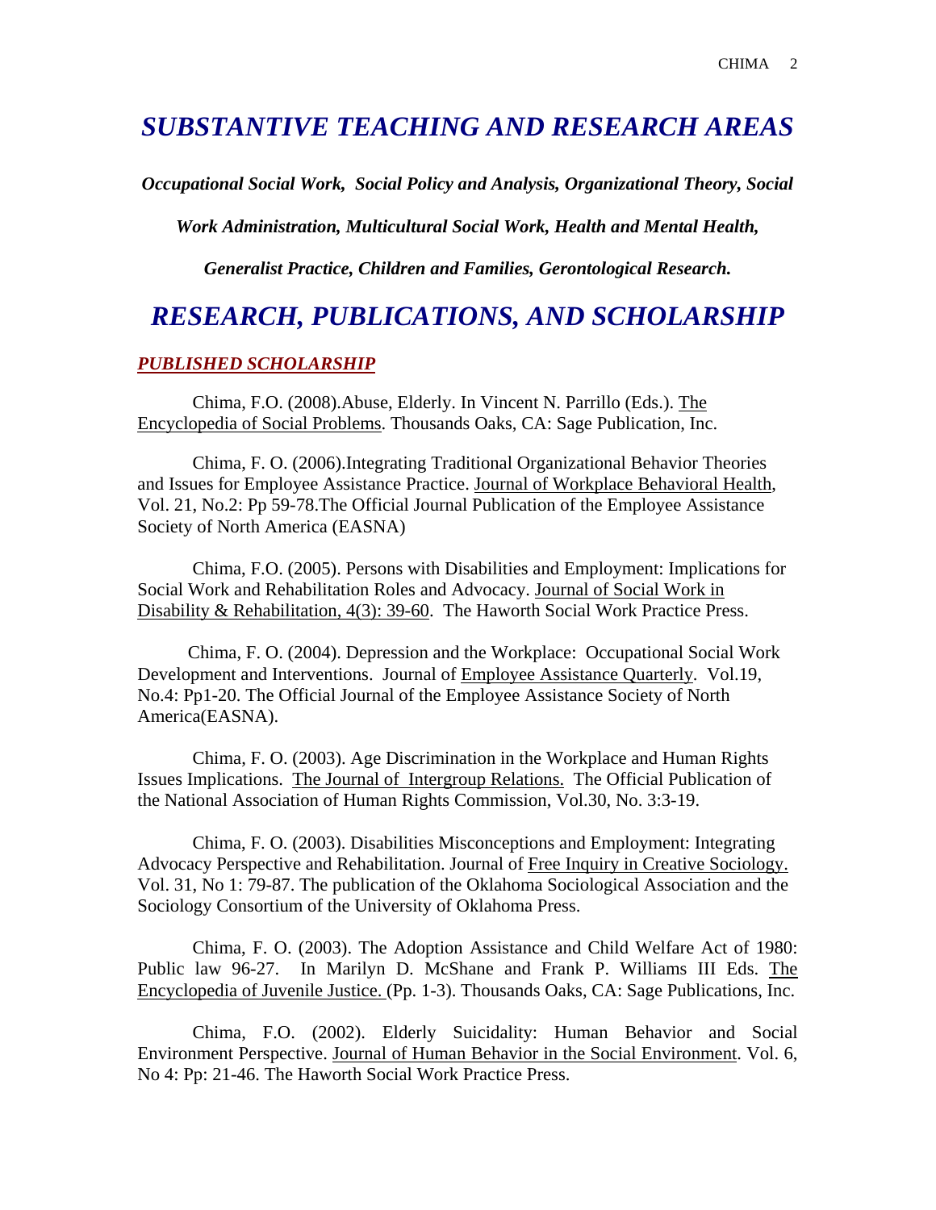# *SUBSTANTIVE TEACHING AND RESEARCH AREAS*

***Occupational Social Work, Social Policy and Analysis, Organizational Theory, Social Work Administration, Multicultural Social Work, Health and Mental Health, Generalist Practice, Children and Families, Gerontological Research.***

# *RESEARCH, PUBLICATIONS, AND SCHOLARSHIP*

## ***PUBLISHED SCHOLARSHIP***

Chima, F.O. (2008).Abuse, Elderly. In Vincent N. Parrillo (Eds.). The Encyclopedia of Social Problems. Thousands Oaks, CA: Sage Publication, Inc.

Chima, F. O. (2006).Integrating Traditional Organizational Behavior Theories and Issues for Employee Assistance Practice. Journal of Workplace Behavioral Health, Vol. 21, No.2: Pp 59-78.The Official Journal Publication of the Employee Assistance Society of North America (EASNA)

Chima, F.O. (2005). Persons with Disabilities and Employment: Implications for Social Work and Rehabilitation Roles and Advocacy. Journal of Social Work in Disability & Rehabilitation, 4(3): 39-60. The Haworth Social Work Practice Press.

Chima, F. O. (2004). Depression and the Workplace: Occupational Social Work Development and Interventions. Journal of Employee Assistance Quarterly. Vol.19, No.4: Pp1-20. The Official Journal of the Employee Assistance Society of North America(EASNA).

Chima, F. O. (2003). Age Discrimination in the Workplace and Human Rights Issues Implications. The Journal of Intergroup Relations. The Official Publication of the National Association of Human Rights Commission, Vol.30, No. 3:3-19.

Chima, F. O. (2003). Disabilities Misconceptions and Employment: Integrating Advocacy Perspective and Rehabilitation. Journal of Free Inquiry in Creative Sociology. Vol. 31, No 1: 79-87. The publication of the Oklahoma Sociological Association and the Sociology Consortium of the University of Oklahoma Press.

Chima, F. O. (2003). The Adoption Assistance and Child Welfare Act of 1980: Public law 96-27. In Marilyn D. McShane and Frank P. Williams III Eds. The Encyclopedia of Juvenile Justice. (Pp. 1-3). Thousands Oaks, CA: Sage Publications, Inc.

Chima, F.O. (2002). Elderly Suicidality: Human Behavior and Social Environment Perspective. Journal of Human Behavior in the Social Environment. Vol. 6, No 4: Pp: 21-46. The Haworth Social Work Practice Press.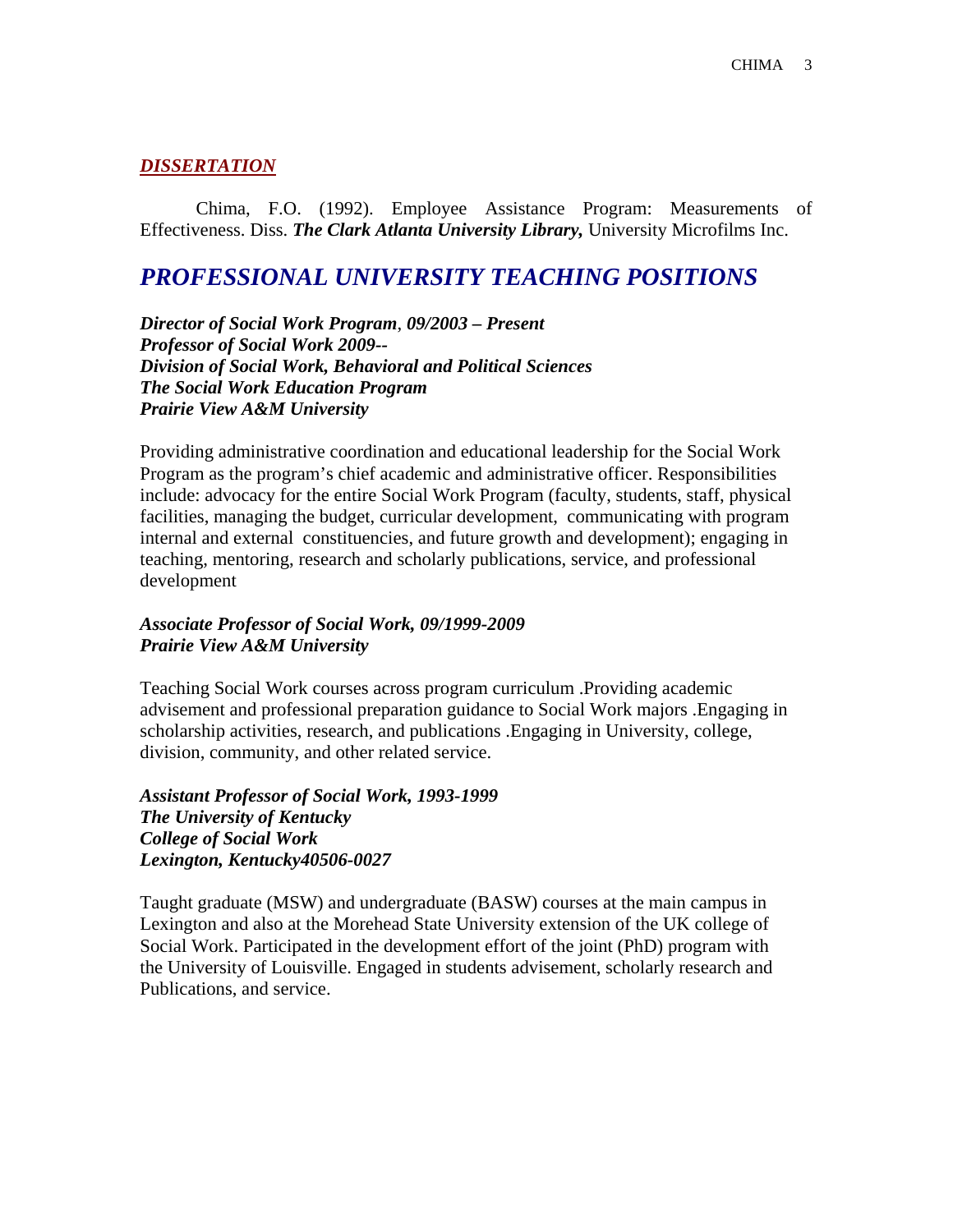## *DISSERTATION*

Chima, F.O. (1992). Employee Assistance Program: Measurements of Effectiveness. Diss. ***The Clark Atlanta University Library,*** University Microfilms Inc.

# *PROFESSIONAL UNIVERSITY TEACHING POSITIONS*

***Director of Social Work Program**, **09/2003 – Present***
***Professor of Social Work 2009--***
***Division of Social Work, Behavioral and Political Sciences***
***The Social Work Education Program***
***Prairie View A&M University***

Providing administrative coordination and educational leadership for the Social Work Program as the program's chief academic and administrative officer. Responsibilities include: advocacy for the entire Social Work Program (faculty, students, staff, physical facilities, managing the budget, curricular development, communicating with program internal and external constituencies, and future growth and development); engaging in teaching, mentoring, research and scholarly publications, service, and professional development

***Associate Professor of Social Work, 09/1999-2009***
***Prairie View A&M University***

Teaching Social Work courses across program curriculum .Providing academic advisement and professional preparation guidance to Social Work majors .Engaging in scholarship activities, research, and publications .Engaging in University, college, division, community, and other related service.

***Assistant Professor of Social Work, 1993-1999***
***The University of Kentucky***
***College of Social Work***
***Lexington, Kentucky40506-0027***

Taught graduate (MSW) and undergraduate (BASW) courses at the main campus in Lexington and also at the Morehead State University extension of the UK college of Social Work. Participated in the development effort of the joint (PhD) program with the University of Louisville. Engaged in students advisement, scholarly research and Publications, and service.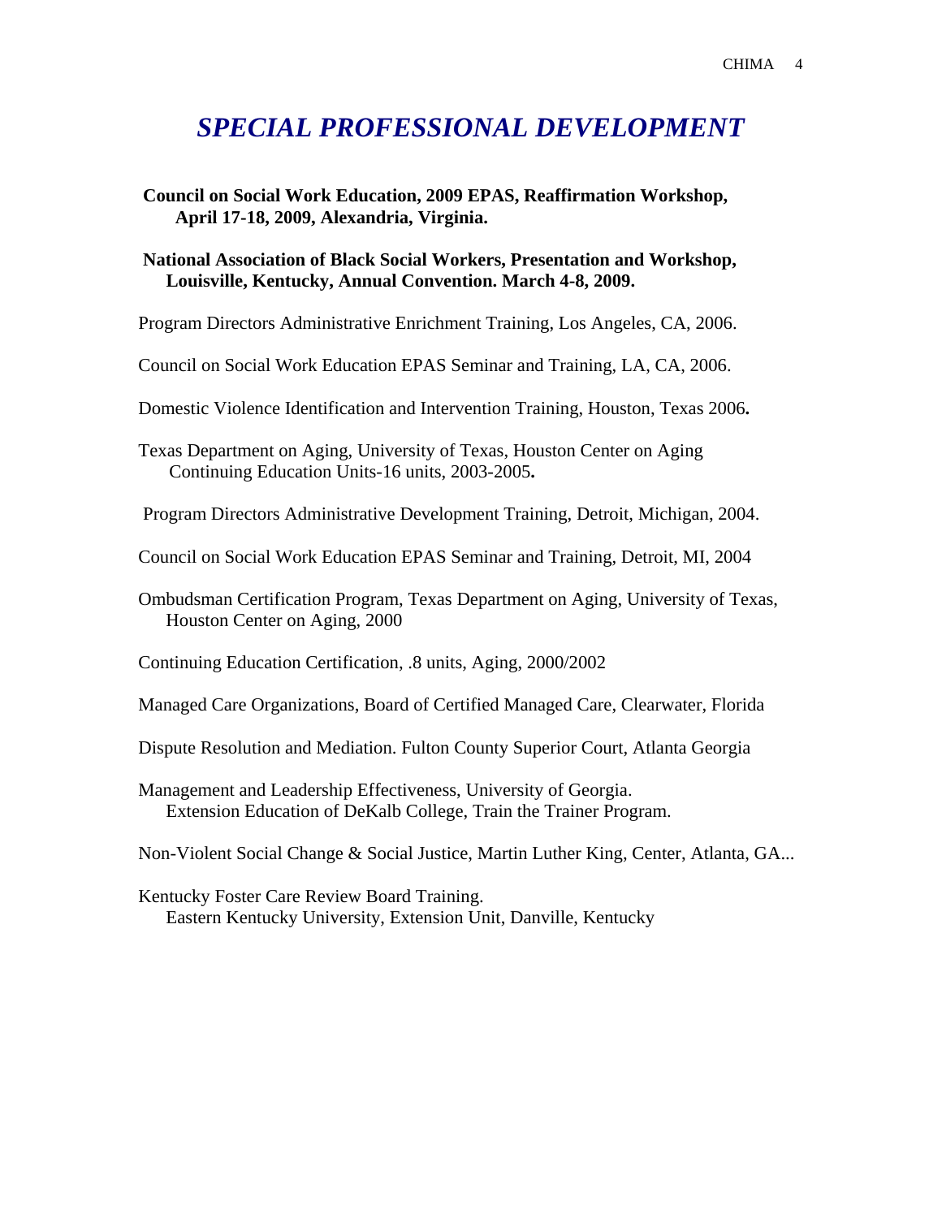# *SPECIAL PROFESSIONAL DEVELOPMENT*

**Council on Social Work Education, 2009 EPAS, Reaffirmation Workshop, April 17-18, 2009, Alexandria, Virginia.**

**National Association of Black Social Workers, Presentation and Workshop, Louisville, Kentucky, Annual Convention. March 4-8, 2009.**

Program Directors Administrative Enrichment Training, Los Angeles, CA, 2006.

Council on Social Work Education EPAS Seminar and Training, LA, CA, 2006.

Domestic Violence Identification and Intervention Training, Houston, Texas 2006**.**

Texas Department on Aging, University of Texas, Houston Center on Aging Continuing Education Units-16 units, 2003-2005**.**

Program Directors Administrative Development Training, Detroit, Michigan, 2004.

Council on Social Work Education EPAS Seminar and Training, Detroit, MI, 2004

Ombudsman Certification Program, Texas Department on Aging, University of Texas, Houston Center on Aging, 2000

Continuing Education Certification, .8 units, Aging, 2000/2002

Managed Care Organizations, Board of Certified Managed Care, Clearwater, Florida

Dispute Resolution and Mediation. Fulton County Superior Court, Atlanta Georgia

Management and Leadership Effectiveness, University of Georgia. Extension Education of DeKalb College, Train the Trainer Program.

Non-Violent Social Change & Social Justice, Martin Luther King, Center, Atlanta, GA...

Kentucky Foster Care Review Board Training. Eastern Kentucky University, Extension Unit, Danville, Kentucky